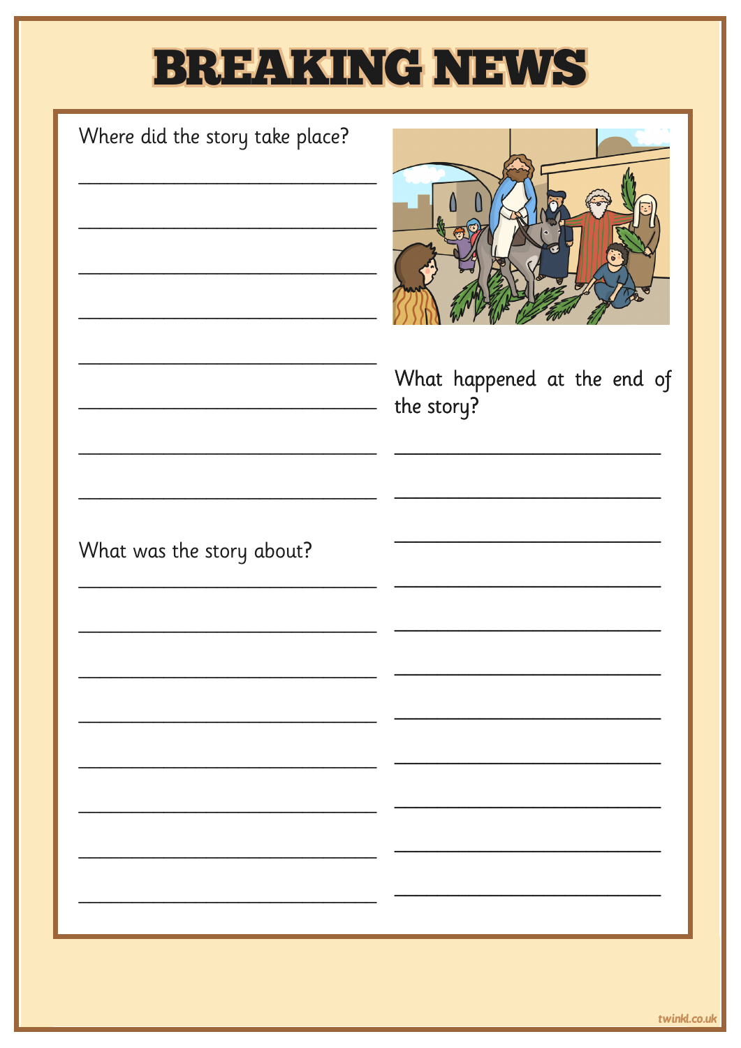# BREAKING NEWS

Where did the story take place?

________________________________

________________________________

________________________________

________________________________

________________________________

________________________________

________________________________

________________________________

What was the story about?

________________________________

________________________________

________________________________

________________________________

________________________________

________________________________

________________________________

________________________________

What happened at the end of the story?

________________________________

________________________________

________________________________

________________________________

________________________________

________________________________

________________________________

________________________________

________________________________

________________________________

________________________________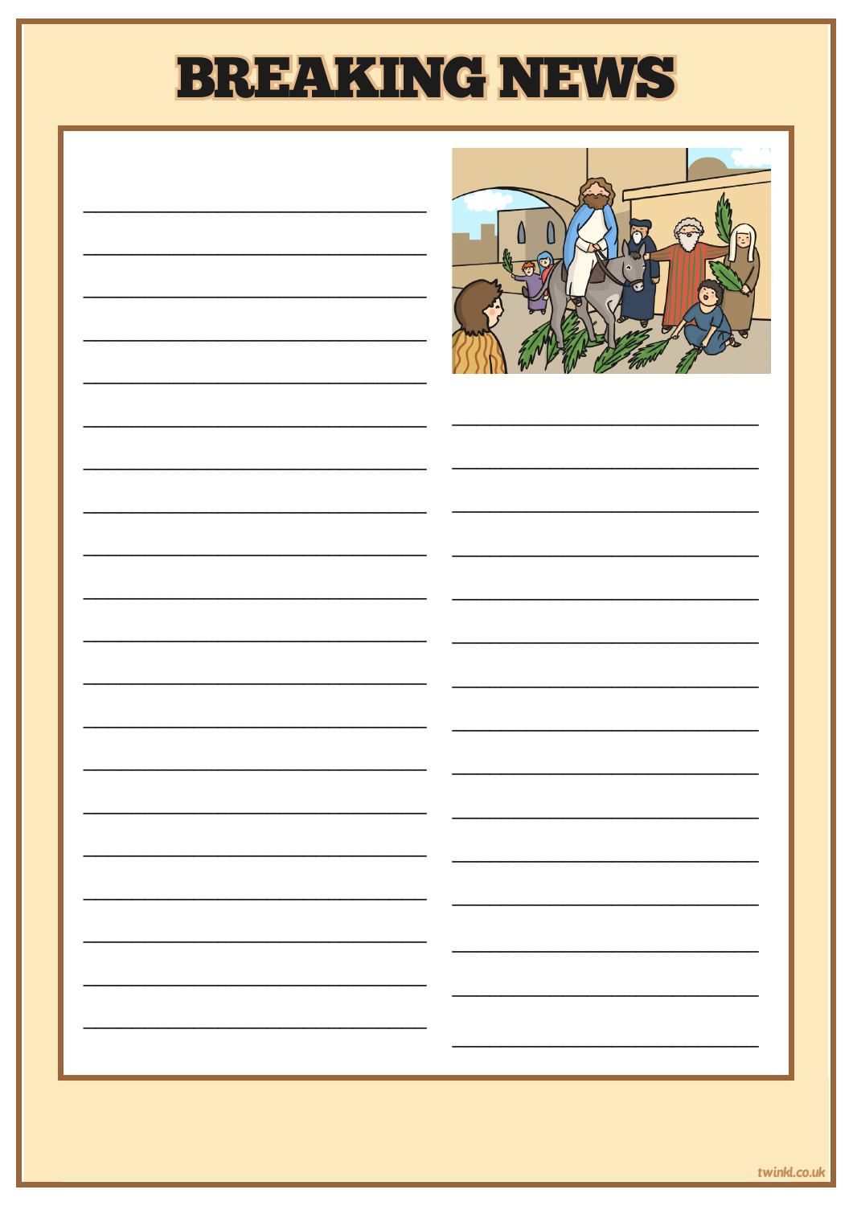# BREAKING NEWS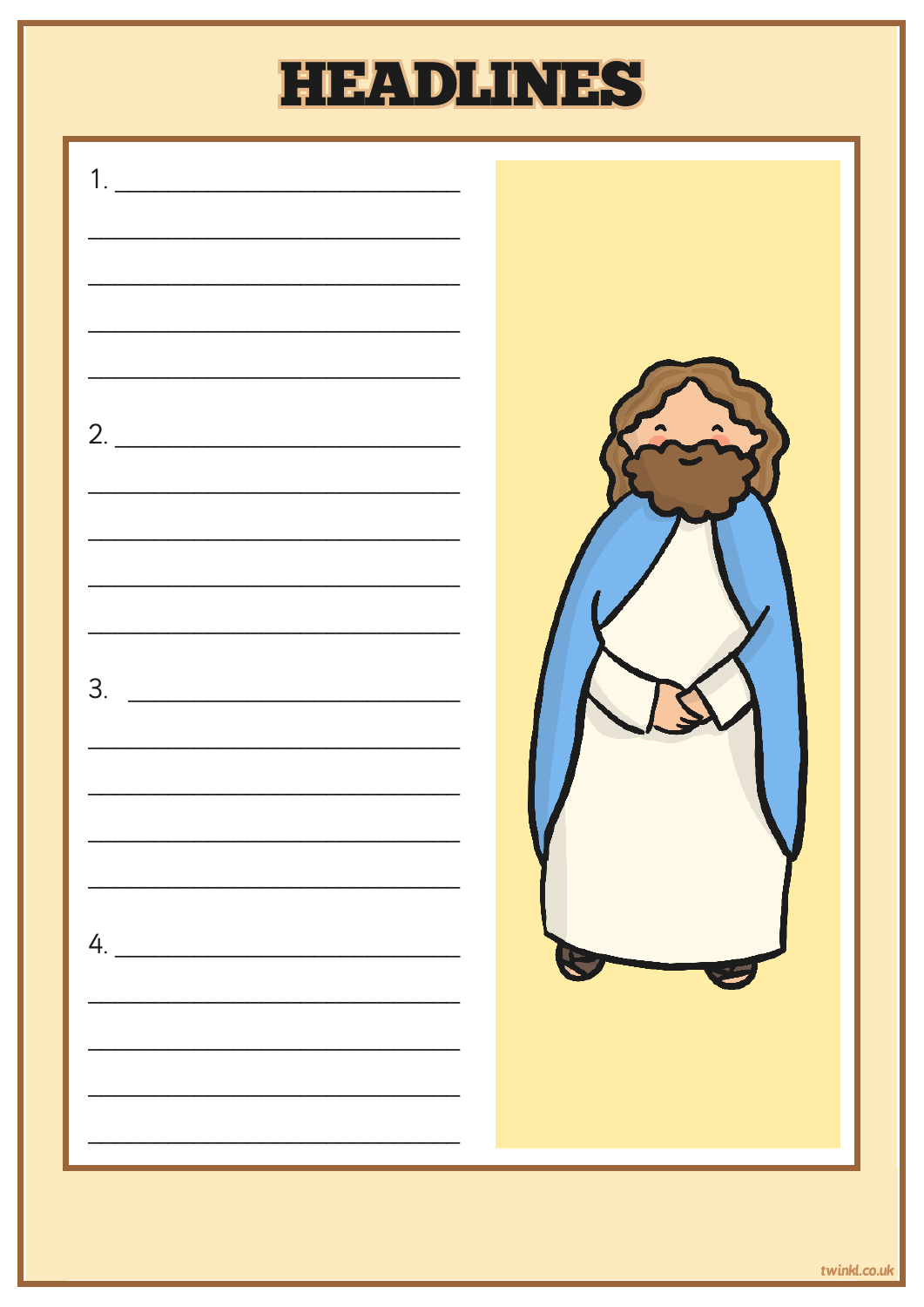# HEADLINES

1. ______________________________

______________________________

______________________________

______________________________

______________________________

2. ______________________________

______________________________

______________________________

______________________________

______________________________

3. ______________________________

______________________________

______________________________

______________________________

______________________________

4. ______________________________

______________________________

______________________________

______________________________

______________________________